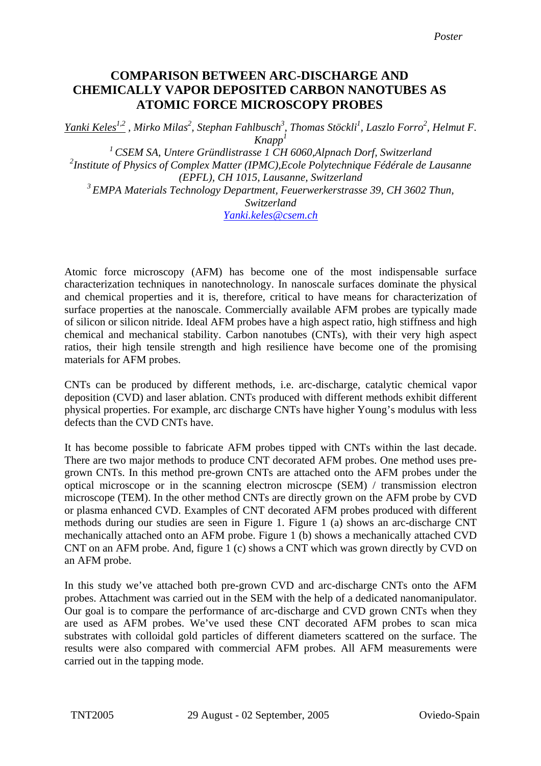*Poster*

# COMPARISON BETWEEN ARC-DISCHARGE AND CHEMICALLY VAPOR DEPOSITED CARBON NANOTUBES AS ATOMIC FORCE MICROSCOPY PROBES

*Yanki Keles[1,2], Mirko Milas[2], Stephan Fahlbusch[3], Thomas Stöckli[1], Laszlo Forro[2], Helmut F. Knapp[1]*

*[1] CSEM SA, Untere Gründlistrasse 1 CH 6060,Alpnach Dorf, Switzerland*
*[2]Institute of Physics of Complex Matter (IPMC),Ecole Polytechnique Fédérale de Lausanne (EPFL), CH 1015, Lausanne, Switzerland*
*[3] EMPA Materials Technology Department, Feuerwerkerstrasse 39, CH 3602 Thun, Switzerland*
*Yanki.keles@csem.ch*

Atomic force microscopy (AFM) has become one of the most indispensable surface characterization techniques in nanotechnology. In nanoscale surfaces dominate the physical and chemical properties and it is, therefore, critical to have means for characterization of surface properties at the nanoscale. Commercially available AFM probes are typically made of silicon or silicon nitride. Ideal AFM probes have a high aspect ratio, high stiffness and high chemical and mechanical stability. Carbon nanotubes (CNTs), with their very high aspect ratios, their high tensile strength and high resilience have become one of the promising materials for AFM probes.

CNTs can be produced by different methods, i.e. arc-discharge, catalytic chemical vapor deposition (CVD) and laser ablation. CNTs produced with different methods exhibit different physical properties. For example, arc discharge CNTs have higher Young's modulus with less defects than the CVD CNTs have.

It has become possible to fabricate AFM probes tipped with CNTs within the last decade. There are two major methods to produce CNT decorated AFM probes. One method uses pre-grown CNTs. In this method pre-grown CNTs are attached onto the AFM probes under the optical microscope or in the scanning electron microscpe (SEM) / transmission electron microscope (TEM). In the other method CNTs are directly grown on the AFM probe by CVD or plasma enhanced CVD. Examples of CNT decorated AFM probes produced with different methods during our studies are seen in Figure 1. Figure 1 (a) shows an arc-discharge CNT mechanically attached onto an AFM probe. Figure 1 (b) shows a mechanically attached CVD CNT on an AFM probe. And, figure 1 (c) shows a CNT which was grown directly by CVD on an AFM probe.

In this study we've attached both pre-grown CVD and arc-discharge CNTs onto the AFM probes. Attachment was carried out in the SEM with the help of a dedicated nanomanipulator. Our goal is to compare the performance of arc-discharge and CVD grown CNTs when they are used as AFM probes. We've used these CNT decorated AFM probes to scan mica substrates with colloidal gold particles of different diameters scattered on the surface. The results were also compared with commercial AFM probes. All AFM measurements were carried out in the tapping mode.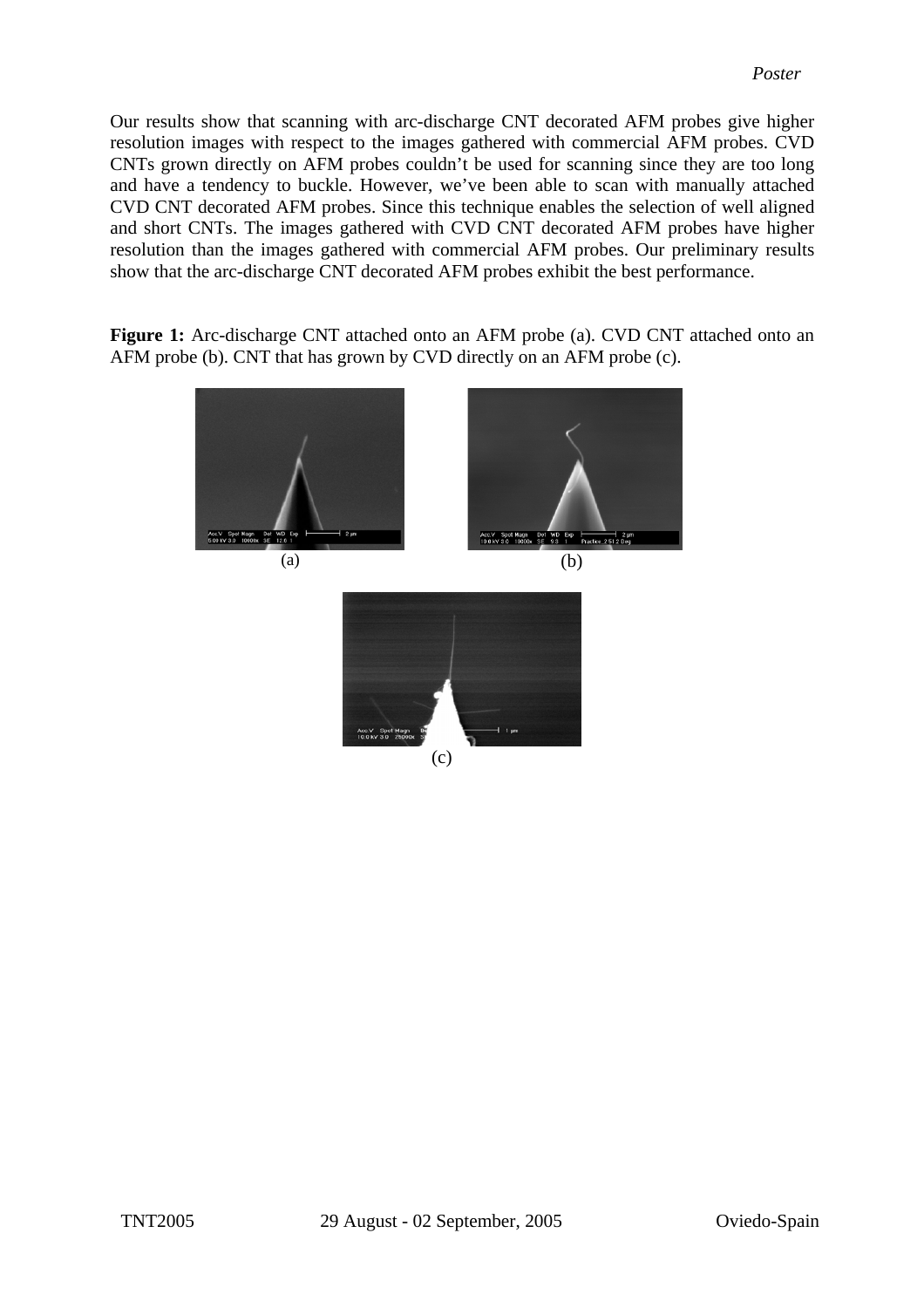Our results show that scanning with arc-discharge CNT decorated AFM probes give higher resolution images with respect to the images gathered with commercial AFM probes. CVD CNTs grown directly on AFM probes couldn't be used for scanning since they are too long and have a tendency to buckle. However, we've been able to scan with manually attached CVD CNT decorated AFM probes. Since this technique enables the selection of well aligned and short CNTs. The images gathered with CVD CNT decorated AFM probes have higher resolution than the images gathered with commercial AFM probes. Our preliminary results show that the arc-discharge CNT decorated AFM probes exhibit the best performance.

**Figure 1:** Arc-discharge CNT attached onto an AFM probe (a). CVD CNT attached onto an AFM probe (b). CNT that has grown by CVD directly on an AFM probe (c).

(a)

(b)

(c)